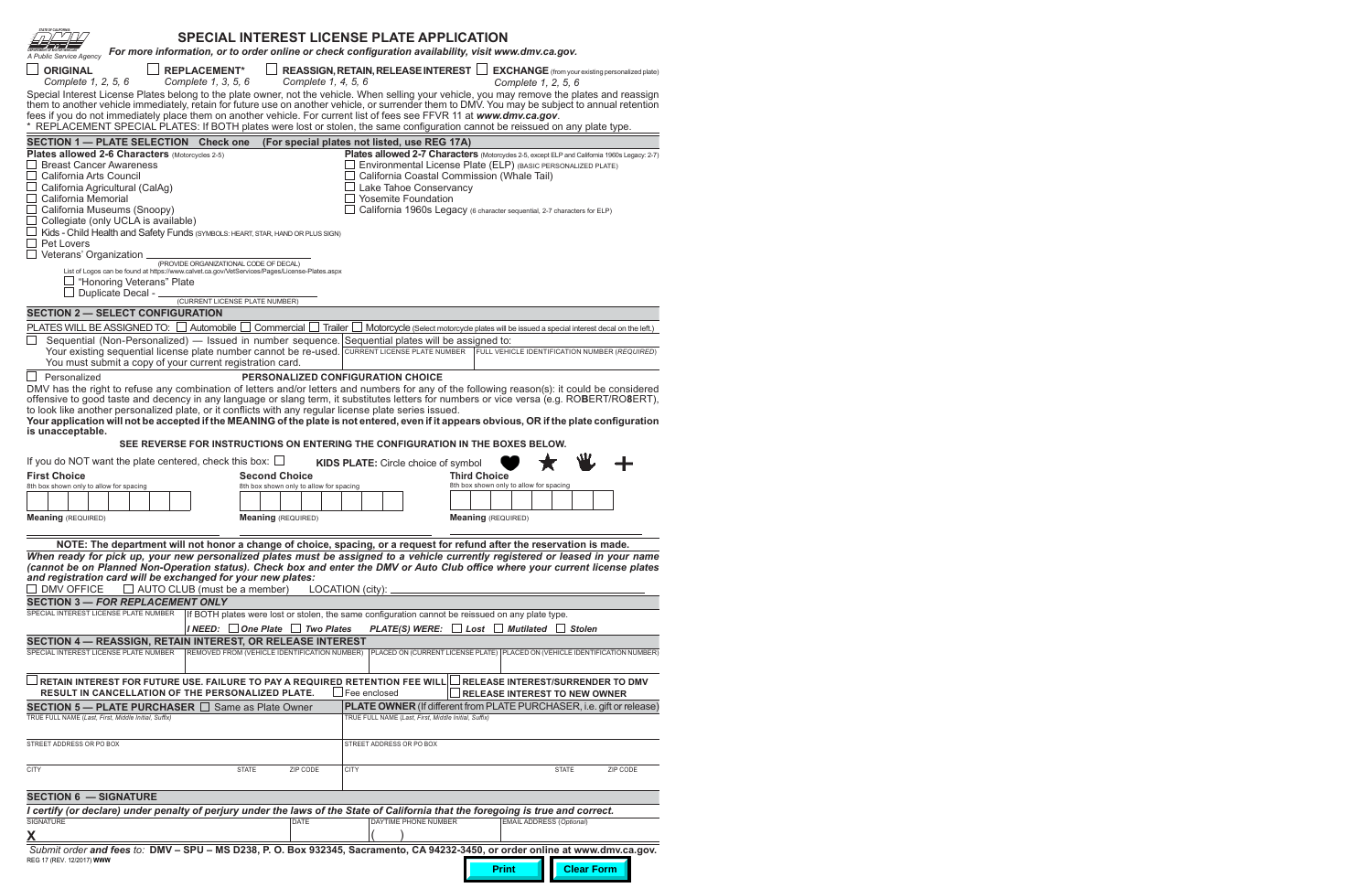STATE OF CALIFORNIA
DMV
A Public Service Agency

# SPECIAL INTEREST LICENSE PLATE APPLICATION

*For more information, or to order online or check configuration availability, visit www.dmv.ca.gov.*

☐ **ORIGINAL** *Complete 1, 2, 5, 6* ☐ **REPLACEMENT*** *Complete 1, 3, 5, 6* ☐ **REASSIGN, RETAIN, RELEASE INTEREST** *Complete 1, 4, 5, 6* ☐ **EXCHANGE** (from your existing personalized plate) *Complete 1, 2, 5, 6*

Special Interest License Plates belong to the plate owner, not the vehicle. When selling your vehicle, you may remove the plates and reassign them to another vehicle immediately, retain for future use on another vehicle, or surrender them to DMV. You may be subject to annual retention fees if you do not immediately place them on another vehicle. For current list of fees see FFVR 11 at ***www.dmv.ca.gov***.

\* REPLACEMENT SPECIAL PLATES: If BOTH plates were lost or stolen, the same configuration cannot be reissued on any plate type.

## SECTION 1 — PLATE SELECTION Check one (For special plates not listed, use REG 17A)

**Plates allowed 2-6 Characters** (Motorcycles 2-5)

- ☐ Breast Cancer Awareness
- ☐ California Arts Council
- ☐ California Agricultural (CalAg)
- ☐ California Memorial
- ☐ California Museums (Snoopy)
- ☐ Collegiate (only UCLA is available)
- ☐ Kids - Child Health and Safety Funds (SYMBOLS: HEART, STAR, HAND OR PLUS SIGN)
- ☐ Pet Lovers
- ☐ Veterans' Organization ____________ (PROVIDE ORGANIZATIONAL CODE OF DECAL)
  List of Logos can be found at https://www.calvet.ca.gov/VetServices/Pages/License-Plates.aspx
  - ☐ "Honoring Veterans" Plate
  - ☐ Duplicate Decal - ____________ (CURRENT LICENSE PLATE NUMBER)

**Plates allowed 2-7 Characters** (Motorcycles 2-5, except ELP and California 1960s Legacy: 2-7)

- ☐ Environmental License Plate (ELP) (BASIC PERSONALIZED PLATE)
- ☐ California Coastal Commission (Whale Tail)
- ☐ Lake Tahoe Conservancy
- ☐ Yosemite Foundation
- ☐ California 1960s Legacy (6 character sequential, 2-7 characters for ELP)

## SECTION 2 — SELECT CONFIGURATION

PLATES WILL BE ASSIGNED TO: ☐ Automobile ☐ Commercial ☐ Trailer ☐ Motorcycle (Select motorcycle plates will be issued a special interest decal on the left.)

☐ Sequential (Non-Personalized) — Issued in number sequence. Your existing sequential license plate number cannot be re-used. You must submit a copy of your current registration card.

| Sequential plates will be assigned to: | |
|---|---|
| CURRENT LICENSE PLATE NUMBER | FULL VEHICLE IDENTIFICATION NUMBER (*REQUIRED*) |
| | |

☐ Personalized

**PERSONALIZED CONFIGURATION CHOICE**

DMV has the right to refuse any combination of letters and/or letters and numbers for any of the following reason(s): it could be considered offensive to good taste and decency in any language or slang term, it substitutes letters for numbers or vice versa (e.g. RO**B**ERT/RO**8**ERT), to look like another personalized plate, or it conflicts with any regular license plate series issued.

**Your application will not be accepted if the MEANING of the plate is not entered, even if it appears obvious, OR if the plate configuration is unacceptable.**

**SEE REVERSE FOR INSTRUCTIONS ON ENTERING THE CONFIGURATION IN THE BOXES BELOW.**

If you do NOT want the plate centered, check this box: ☐

**KIDS PLATE:** Circle choice of symbol ♥ ★ ✋ +

| **First Choice** (8th box shown only to allow for spacing) | **Second Choice** (8th box shown only to allow for spacing) | **Third Choice** (8th box shown only to allow for spacing) |
|---|---|---|
| ☐☐☐☐☐☐☐☐ | ☐☐☐☐☐☐☐☐ | ☐☐☐☐☐☐☐☐ |
| **Meaning** (REQUIRED) | **Meaning** (REQUIRED) | **Meaning** (REQUIRED) |
| | | |

**NOTE: The department will not honor a change of choice, spacing, or a request for refund after the reservation is made.**

***When ready for pick up, your new personalized plates must be assigned to a vehicle currently registered or leased in your name (cannot be on Planned Non-Operation status). Check box and enter the DMV or Auto Club office where your current license plates and registration card will be exchanged for your new plates:***

☐ DMV OFFICE ☐ AUTO CLUB (must be a member) LOCATION (city): ____________

## SECTION 3 — *FOR REPLACEMENT ONLY*

| SPECIAL INTEREST LICENSE PLATE NUMBER | If BOTH plates were lost or stolen, the same configuration cannot be reissued on any plate type. |
|---|---|
| | ***I NEED:*** ☐ ***One Plate*** ☐ ***Two Plates*** ***PLATE(S) WERE:*** ☐ ***Lost*** ☐ ***Mutilated*** ☐ ***Stolen*** |

## SECTION 4 — REASSIGN, RETAIN INTEREST, OR RELEASE INTEREST

| SPECIAL INTEREST LICENSE PLATE NUMBER | REMOVED FROM (VEHICLE IDENTIFICATION NUMBER) | PLACED ON (CURRENT LICENSE PLATE) | PLACED ON (VEHICLE IDENTIFICATION NUMBER) |
|---|---|---|---|
| | | | |

☐ **RETAIN INTEREST FOR FUTURE USE. FAILURE TO PAY A REQUIRED RETENTION FEE WILL RESULT IN CANCELLATION OF THE PERSONALIZED PLATE.** ☐ Fee enclosed

☐ **RELEASE INTEREST/SURRENDER TO DMV**
☐ **RELEASE INTEREST TO NEW OWNER**

## SECTION 5 — PLATE PURCHASER ☐ Same as Plate Owner

**PLATE OWNER** (If different from PLATE PURCHASER, i.e. gift or release)

| PLATE PURCHASER | | | PLATE OWNER | | |
|---|---|---|---|---|---|
| TRUE FULL NAME (*Last, First, Middle Initial, Suffix*) | | | TRUE FULL NAME (*Last, First, Middle Initial, Suffix*) | | |
| STREET ADDRESS OR PO BOX | | | STREET ADDRESS OR PO BOX | | |
| CITY | STATE | ZIP CODE | CITY | STATE | ZIP CODE |

## SECTION 6 — SIGNATURE

***I certify (or declare) under penalty of perjury under the laws of the State of California that the foregoing is true and correct.***

| SIGNATURE | DATE | DAYTIME PHONE NUMBER | EMAIL ADDRESS (*Optional*) |
|---|---|---|---|
| **X** | | ( ) | |

*Submit order **and fees** to:* **DMV – SPU – MS D238, P. O. Box 932345, Sacramento, CA 94232-3450, or order online at www.dmv.ca.gov.**

REG 17 (REV. 12/2017) **WWW**

Print Clear Form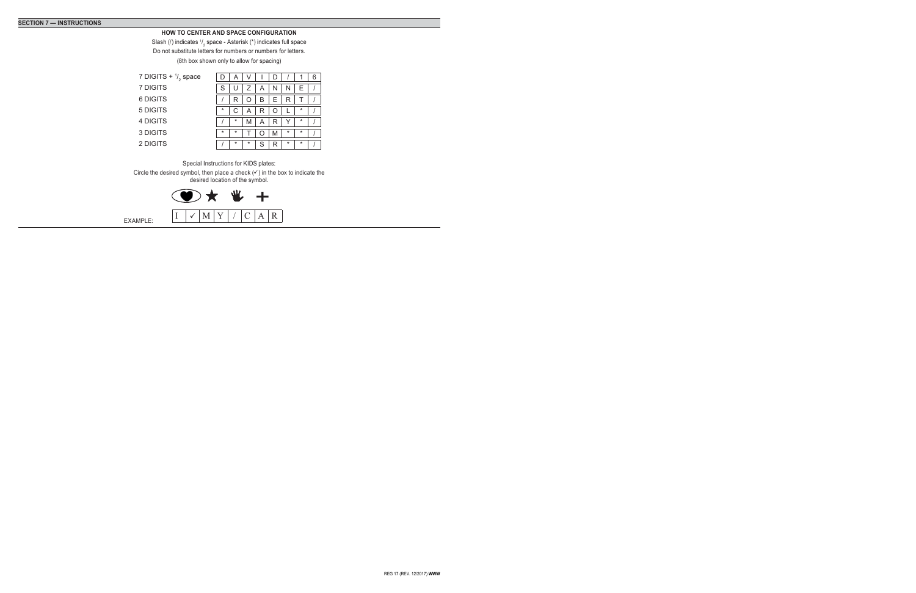## SECTION 7 — INSTRUCTIONS

### HOW TO CENTER AND SPACE CONFIGURATION

Slash (/) indicates $^1/_2$ space - Asterisk (*) indicates full space

Do not substitute letters for numbers or numbers for letters.

(8th box shown only to allow for spacing)

| | | | | | | | | |
|---|---|---|---|---|---|---|---|---|
| 7 DIGITS + $^1/_2$ space | D | A | V | I | D | / | 1 | 6 |
| 7 DIGITS | S | U | Z | A | N | N | E | / |
| 6 DIGITS | / | R | O | B | E | R | T | / |
| 5 DIGITS | * | C | A | R | O | L | * | / |
| 4 DIGITS | / | * | M | A | R | Y | * | / |
| 3 DIGITS | * | * | T | O | M | * | * | / |
| 2 DIGITS | / | * | * | S | R | * | * | / |

Special Instructions for KIDS plates:

Circle the desired symbol, then place a check (✓) in the box to indicate the desired location of the symbol.

♥ ★ ✋ +

EXAMPLE:

| | | | | | | | |
|---|---|---|---|---|---|---|---|
| I | ✓ | M | Y | / | C | A | R |

REG 17 (REV. 12/2017) WWW